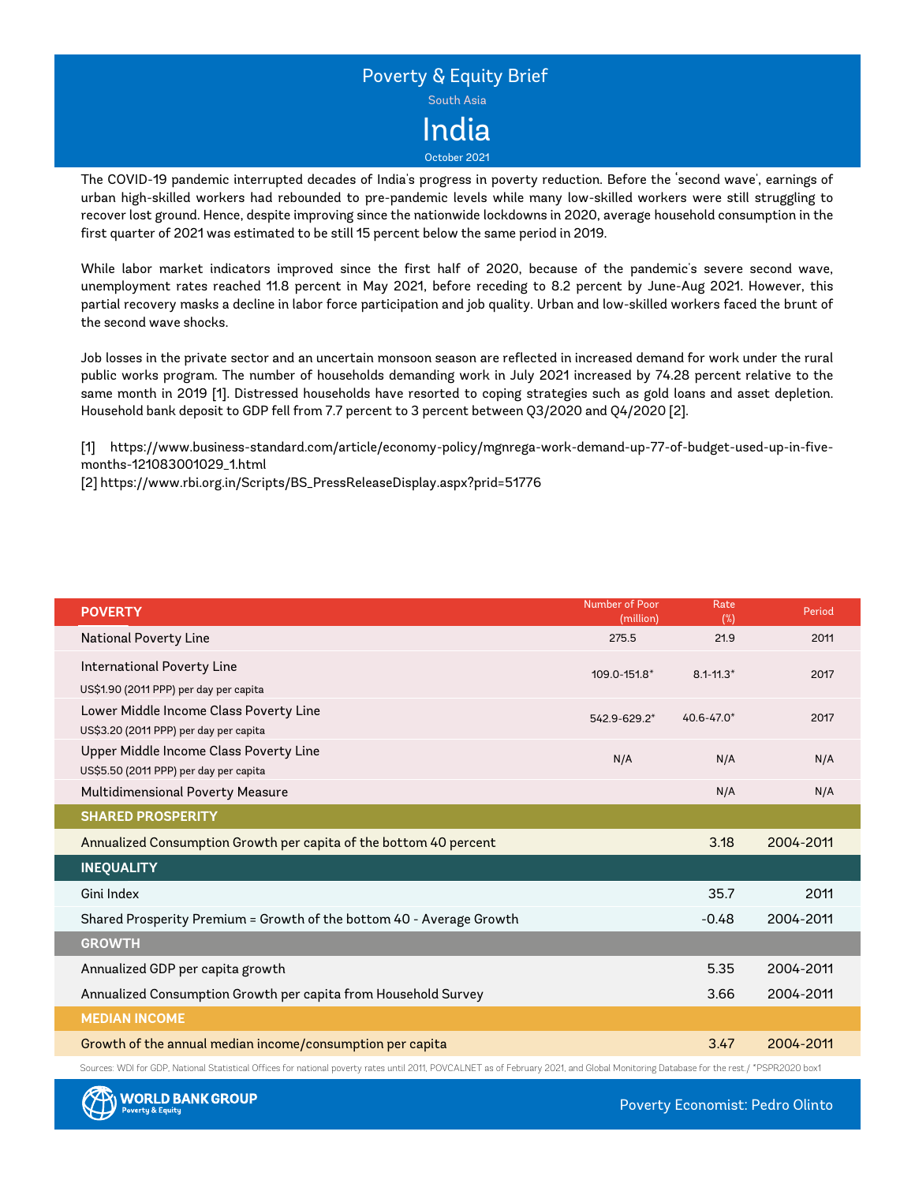# Poverty & Equity Brief

South Asia

# India

October 2021

The COVID-19 pandemic interrupted decades of India's progress in poverty reduction. Before the 'second wave', earnings of urban high-skilled workers had rebounded to pre-pandemic levels while many low-skilled workers were still struggling to recover lost ground. Hence, despite improving since the nationwide lockdowns in 2020, average household consumption in the first quarter of 2021 was estimated to be still 15 percent below the same period in 2019.

While labor market indicators improved since the first half of 2020, because of the pandemic's severe second wave, unemployment rates reached 11.8 percent in May 2021, before receding to 8.2 percent by June-Aug 2021. However, this partial recovery masks a decline in labor force participation and job quality. Urban and low-skilled workers faced the brunt of the second wave shocks.

Job losses in the private sector and an uncertain monsoon season are reflected in increased demand for work under the rural public works program. The number of households demanding work in July 2021 increased by 74.28 percent relative to the same month in 2019 [1]. Distressed households have resorted to coping strategies such as gold loans and asset depletion. Household bank deposit to GDP fell from 7.7 percent to 3 percent between Q3/2020 and Q4/2020 [2].

[1] https://www.business-standard.com/article/economy-policy/mgnrega-work-demand-up-77-of-budget-used-up-in-five-months-121083001029_1.html
[2] https://www.rbi.org.in/Scripts/BS_PressReleaseDisplay.aspx?prid=51776

| POVERTY | Number of Poor (million) | Rate (%) | Period |
|---|---|---|---|
| National Poverty Line | 275.5 | 21.9 | 2011 |
| International Poverty Line<br>US$1.90 (2011 PPP) per day per capita | 109.0-151.8* | 8.1-11.3* | 2017 |
| Lower Middle Income Class Poverty Line<br>US$3.20 (2011 PPP) per day per capita | 542.9-629.2* | 40.6-47.0* | 2017 |
| Upper Middle Income Class Poverty Line<br>US$5.50 (2011 PPP) per day per capita | N/A | N/A | N/A |
| Multidimensional Poverty Measure | | N/A | N/A |
| **SHARED PROSPERITY** | | | |
| Annualized Consumption Growth per capita of the bottom 40 percent | | 3.18 | 2004-2011 |
| **INEQUALITY** | | | |
| Gini Index | | 35.7 | 2011 |
| Shared Prosperity Premium = Growth of the bottom 40 - Average Growth | | -0.48 | 2004-2011 |
| **GROWTH** | | | |
| Annualized GDP per capita growth | | 5.35 | 2004-2011 |
| Annualized Consumption Growth per capita from Household Survey | | 3.66 | 2004-2011 |
| **MEDIAN INCOME** | | | |
| Growth of the annual median income/consumption per capita | | 3.47 | 2004-2011 |

Sources: WDI for GDP, National Statistical Offices for national poverty rates until 2011, POVCALNET as of February 2021, and Global Monitoring Database for the rest./ *PSPR2020 box1

WORLD BANK GROUP Poverty & Equity

Poverty Economist: Pedro Olinto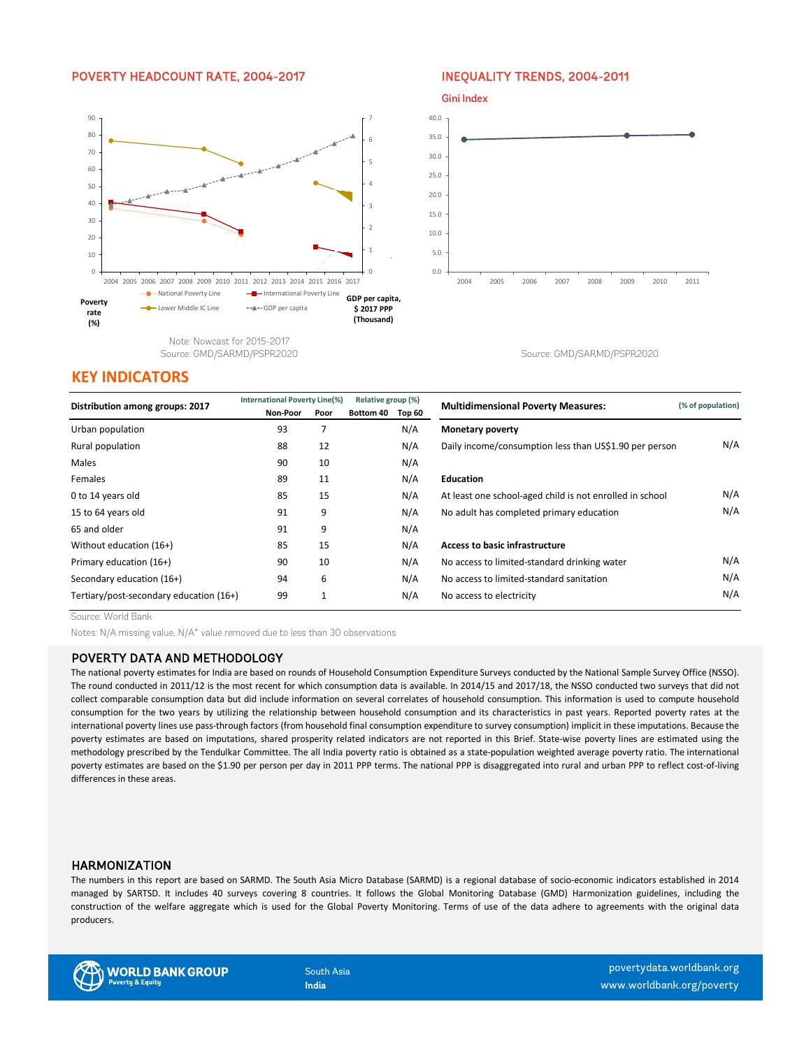## POVERTY HEADCOUNT RATE, 2004-2017

90
80
70
60
50
40
30
20
10
0

7
6
5
4
3
2
1
0

2004 2005 2006 2007 2008 2009 2010 2011 2012 2013 2014 2015 2016 2017

Poverty rate (%)

National Poverty Line
International Poverty Line
Lower Middle IC Line
GDP per capita

GDP per capita, $ 2017 PPP (Thousand)

Note: Nowcast for 2015-2017
Source: GMD/SARMD/PSPR2020

## INEQUALITY TRENDS, 2004-2011

Gini Index

40.0
35.0
30.0
25.0
20.0
15.0
10.0
5.0
0.0

2004 2005 2006 2007 2008 2009 2010 2011

Source: GMD/SARMD/PSPR2020

## KEY INDICATORS

| Distribution among groups: 2017 | International Poverty Line(%) | | Relative group (%) | |
|---|---|---|---|---|
| | Non-Poor | Poor | Bottom 40 | Top 60 |
| Urban population | 93 | 7 | | N/A |
| Rural population | 88 | 12 | | N/A |
| Males | 90 | 10 | | N/A |
| Females | 89 | 11 | | N/A |
| 0 to 14 years old | 85 | 15 | | N/A |
| 15 to 64 years old | 91 | 9 | | N/A |
| 65 and older | 91 | 9 | | N/A |
| Without education (16+) | 85 | 15 | | N/A |
| Primary education (16+) | 90 | 10 | | N/A |
| Secondary education (16+) | 94 | 6 | | N/A |
| Tertiary/post-secondary education (16+) | 99 | 1 | | N/A |

| Multidimensional Poverty Measures: | (% of population) |
|---|---|
| **Monetary poverty** | |
| Daily income/consumption less than US$1.90 per person | N/A |
| **Education** | |
| At least one school-aged child is not enrolled in school | N/A |
| No adult has completed primary education | N/A |
| **Access to basic infrastructure** | |
| No access to limited-standard drinking water | N/A |
| No access to limited-standard sanitation | N/A |
| No access to electricity | N/A |

Source: World Bank

Notes: N/A missing value, N/A* value removed due to less than 30 observations

## POVERTY DATA AND METHODOLOGY

The national poverty estimates for India are based on rounds of Household Consumption Expenditure Surveys conducted by the National Sample Survey Office (NSSO). The round conducted in 2011/12 is the most recent for which consumption data is available. In 2014/15 and 2017/18, the NSSO conducted two surveys that did not collect comparable consumption data but did include information on several correlates of household consumption. This information is used to compute household consumption for the two years by utilizing the relationship between household consumption and its characteristics in past years. Reported poverty rates at the international poverty lines use pass-through factors (from household final consumption expenditure to survey consumption) implicit in these imputations. Because the poverty estimates are based on imputations, shared prosperity related indicators are not reported in this Brief. State-wise poverty lines are estimated using the methodology prescribed by the Tendulkar Committee. The all India poverty ratio is obtained as a state-population weighted average poverty ratio. The international poverty estimates are based on the $1.90 per person per day in 2011 PPP terms. The national PPP is disaggregated into rural and urban PPP to reflect cost-of-living differences in these areas.

## HARMONIZATION

The numbers in this report are based on SARMD. The South Asia Micro Database (SARMD) is a regional database of socio-economic indicators established in 2014 managed by SARTSD. It includes 40 surveys covering 8 countries. It follows the Global Monitoring Database (GMD) Harmonization guidelines, including the construction of the welfare aggregate which is used for the Global Poverty Monitoring. Terms of use of the data adhere to agreements with the original data producers.